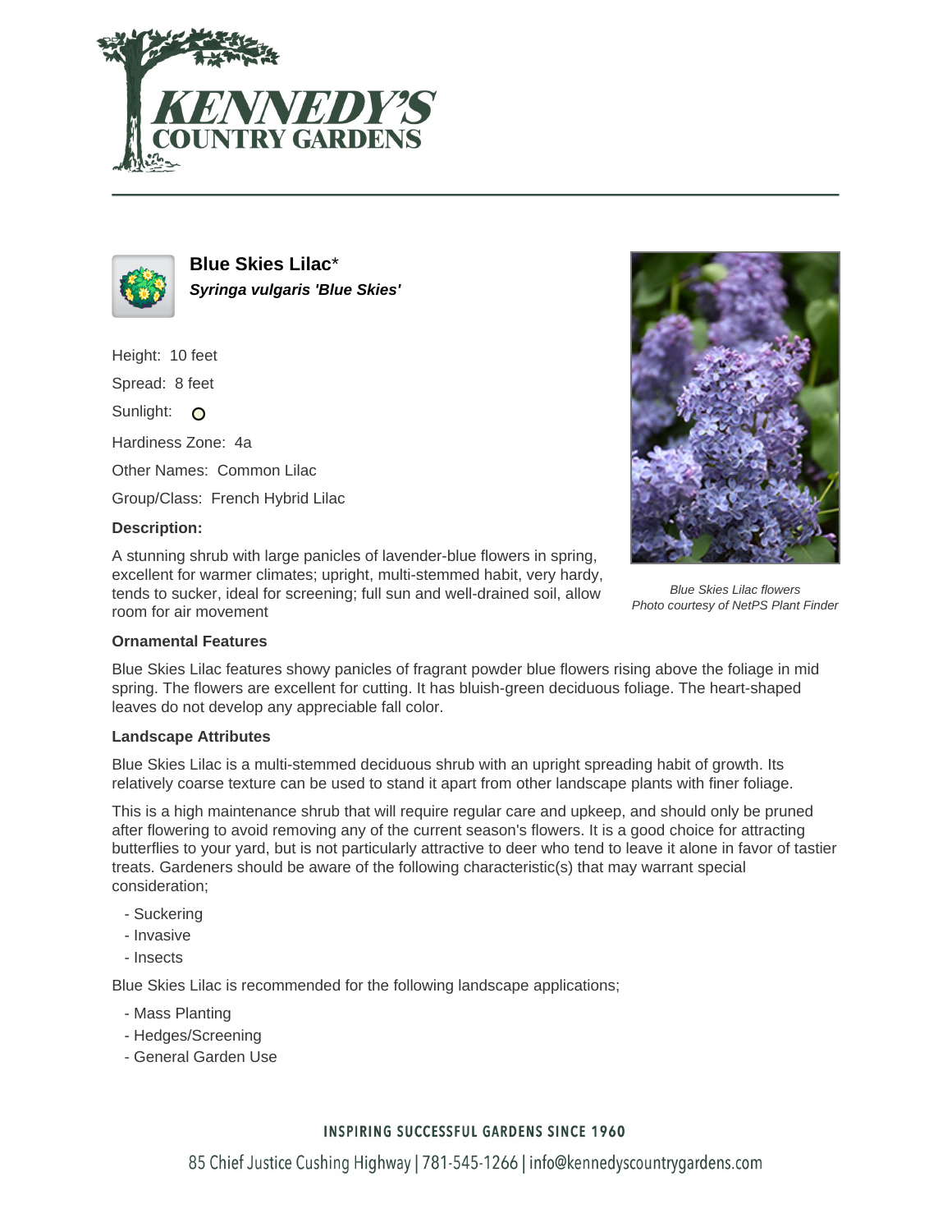# Blue Skies Lilac*

***Syringa vulgaris 'Blue Skies'***

Height: 10 feet

Spread: 8 feet

Sunlight: ○

Hardiness Zone: 4a

Other Names: Common Lilac

Group/Class: French Hybrid Lilac

**Description:**

A stunning shrub with large panicles of lavender-blue flowers in spring, excellent for warmer climates; upright, multi-stemmed habit, very hardy, tends to sucker, ideal for screening; full sun and well-drained soil, allow room for air movement

*Blue Skies Lilac flowers*
*Photo courtesy of NetPS Plant Finder*

**Ornamental Features**

Blue Skies Lilac features showy panicles of fragrant powder blue flowers rising above the foliage in mid spring. The flowers are excellent for cutting. It has bluish-green deciduous foliage. The heart-shaped leaves do not develop any appreciable fall color.

**Landscape Attributes**

Blue Skies Lilac is a multi-stemmed deciduous shrub with an upright spreading habit of growth. Its relatively coarse texture can be used to stand it apart from other landscape plants with finer foliage.

This is a high maintenance shrub that will require regular care and upkeep, and should only be pruned after flowering to avoid removing any of the current season's flowers. It is a good choice for attracting butterflies to your yard, but is not particularly attractive to deer who tend to leave it alone in favor of tastier treats. Gardeners should be aware of the following characteristic(s) that may warrant special consideration;

- Suckering
- Invasive
- Insects

Blue Skies Lilac is recommended for the following landscape applications;

- Mass Planting
- Hedges/Screening
- General Garden Use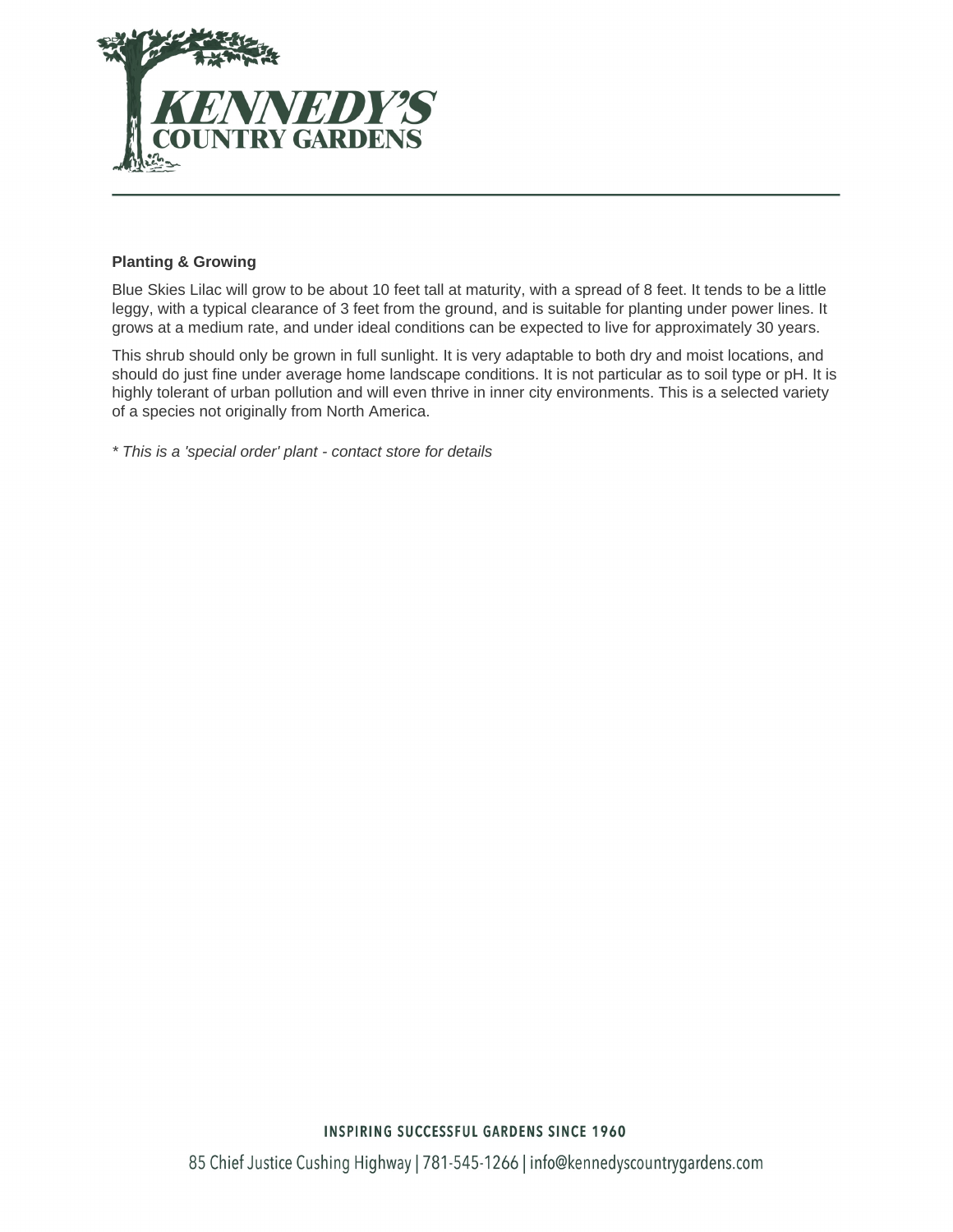**Planting & Growing**

Blue Skies Lilac will grow to be about 10 feet tall at maturity, with a spread of 8 feet. It tends to be a little leggy, with a typical clearance of 3 feet from the ground, and is suitable for planting under power lines. It grows at a medium rate, and under ideal conditions can be expected to live for approximately 30 years.

This shrub should only be grown in full sunlight. It is very adaptable to both dry and moist locations, and should do just fine under average home landscape conditions. It is not particular as to soil type or pH. It is highly tolerant of urban pollution and will even thrive in inner city environments. This is a selected variety of a species not originally from North America.

*\* This is a 'special order' plant - contact store for details*